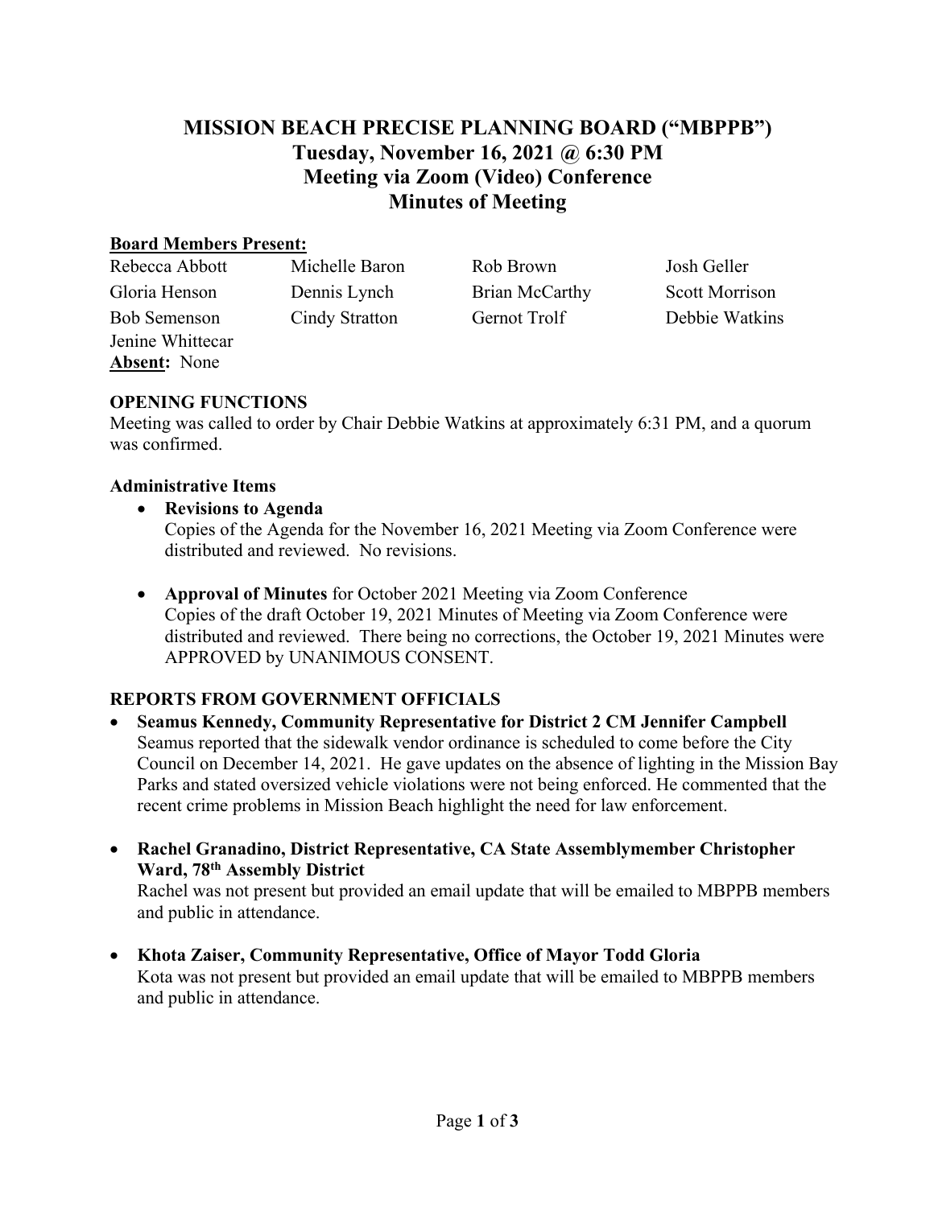# MISSION BEACH PRECISE PLANNING BOARD ("MBPPB")
## Tuesday, November 16, 2021 @ 6:30 PM
## Meeting via Zoom (Video) Conference
## Minutes of Meeting

**Board Members Present:**

| | | | |
|---|---|---|---|
| Rebecca Abbott | Michelle Baron | Rob Brown | Josh Geller |
| Gloria Henson | Dennis Lynch | Brian McCarthy | Scott Morrison |
| Bob Semenson | Cindy Stratton | Gernot Trolf | Debbie Watkins |
| Jenine Whittecar | | | |

**Absent:** None

### OPENING FUNCTIONS

Meeting was called to order by Chair Debbie Watkins at approximately 6:31 PM, and a quorum was confirmed.

#### Administrative Items

- **Revisions to Agenda**
  Copies of the Agenda for the November 16, 2021 Meeting via Zoom Conference were distributed and reviewed. No revisions.

- **Approval of Minutes** for October 2021 Meeting via Zoom Conference
  Copies of the draft October 19, 2021 Minutes of Meeting via Zoom Conference were distributed and reviewed. There being no corrections, the October 19, 2021 Minutes were APPROVED by UNANIMOUS CONSENT.

### REPORTS FROM GOVERNMENT OFFICIALS

- **Seamus Kennedy, Community Representative for District 2 CM Jennifer Campbell**
  Seamus reported that the sidewalk vendor ordinance is scheduled to come before the City Council on December 14, 2021. He gave updates on the absence of lighting in the Mission Bay Parks and stated oversized vehicle violations were not being enforced. He commented that the recent crime problems in Mission Beach highlight the need for law enforcement.

- **Rachel Granadino, District Representative, CA State Assemblymember Christopher Ward, 78th Assembly District**
  Rachel was not present but provided an email update that will be emailed to MBPPB members and public in attendance.

- **Khota Zaiser, Community Representative, Office of Mayor Todd Gloria**
  Kota was not present but provided an email update that will be emailed to MBPPB members and public in attendance.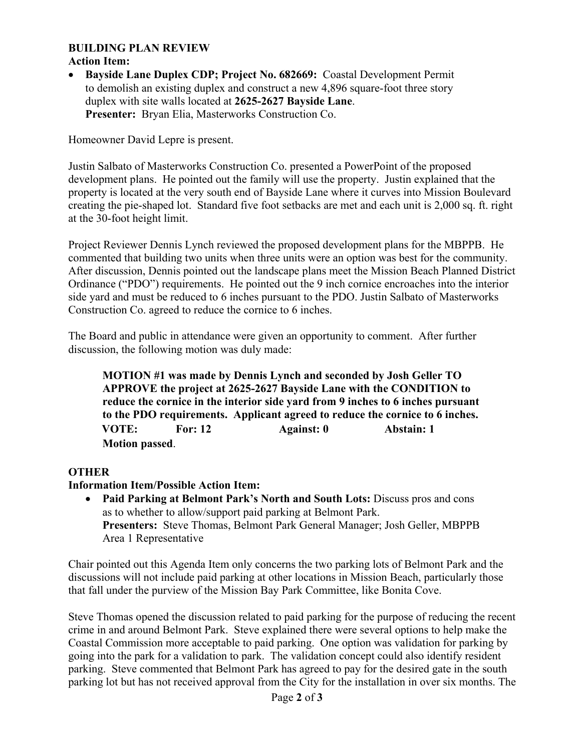**BUILDING PLAN REVIEW**

**Action Item:**

- **Bayside Lane Duplex CDP; Project No. 682669:** Coastal Development Permit to demolish an existing duplex and construct a new 4,896 square-foot three story duplex with site walls located at **2625-2627 Bayside Lane**.
  **Presenter:** Bryan Elia, Masterworks Construction Co.

Homeowner David Lepre is present.

Justin Salbato of Masterworks Construction Co. presented a PowerPoint of the proposed development plans. He pointed out the family will use the property. Justin explained that the property is located at the very south end of Bayside Lane where it curves into Mission Boulevard creating the pie-shaped lot. Standard five foot setbacks are met and each unit is 2,000 sq. ft. right at the 30-foot height limit.

Project Reviewer Dennis Lynch reviewed the proposed development plans for the MBPPB. He commented that building two units when three units were an option was best for the community. After discussion, Dennis pointed out the landscape plans meet the Mission Beach Planned District Ordinance ("PDO") requirements. He pointed out the 9 inch cornice encroaches into the interior side yard and must be reduced to 6 inches pursuant to the PDO. Justin Salbato of Masterworks Construction Co. agreed to reduce the cornice to 6 inches.

The Board and public in attendance were given an opportunity to comment. After further discussion, the following motion was duly made:

> **MOTION #1 was made by Dennis Lynch and seconded by Josh Geller TO APPROVE the project at 2625-2627 Bayside Lane with the CONDITION to reduce the cornice in the interior side yard from 9 inches to 6 inches pursuant to the PDO requirements. Applicant agreed to reduce the cornice to 6 inches.**
> **VOTE: For: 12 Against: 0 Abstain: 1**
> **Motion passed**.

**OTHER**

**Information Item/Possible Action Item:**

- **Paid Parking at Belmont Park's North and South Lots:** Discuss pros and cons as to whether to allow/support paid parking at Belmont Park.
  **Presenters:** Steve Thomas, Belmont Park General Manager; Josh Geller, MBPPB Area 1 Representative

Chair pointed out this Agenda Item only concerns the two parking lots of Belmont Park and the discussions will not include paid parking at other locations in Mission Beach, particularly those that fall under the purview of the Mission Bay Park Committee, like Bonita Cove.

Steve Thomas opened the discussion related to paid parking for the purpose of reducing the recent crime in and around Belmont Park. Steve explained there were several options to help make the Coastal Commission more acceptable to paid parking. One option was validation for parking by going into the park for a validation to park. The validation concept could also identify resident parking. Steve commented that Belmont Park has agreed to pay for the desired gate in the south parking lot but has not received approval from the City for the installation in over six months. The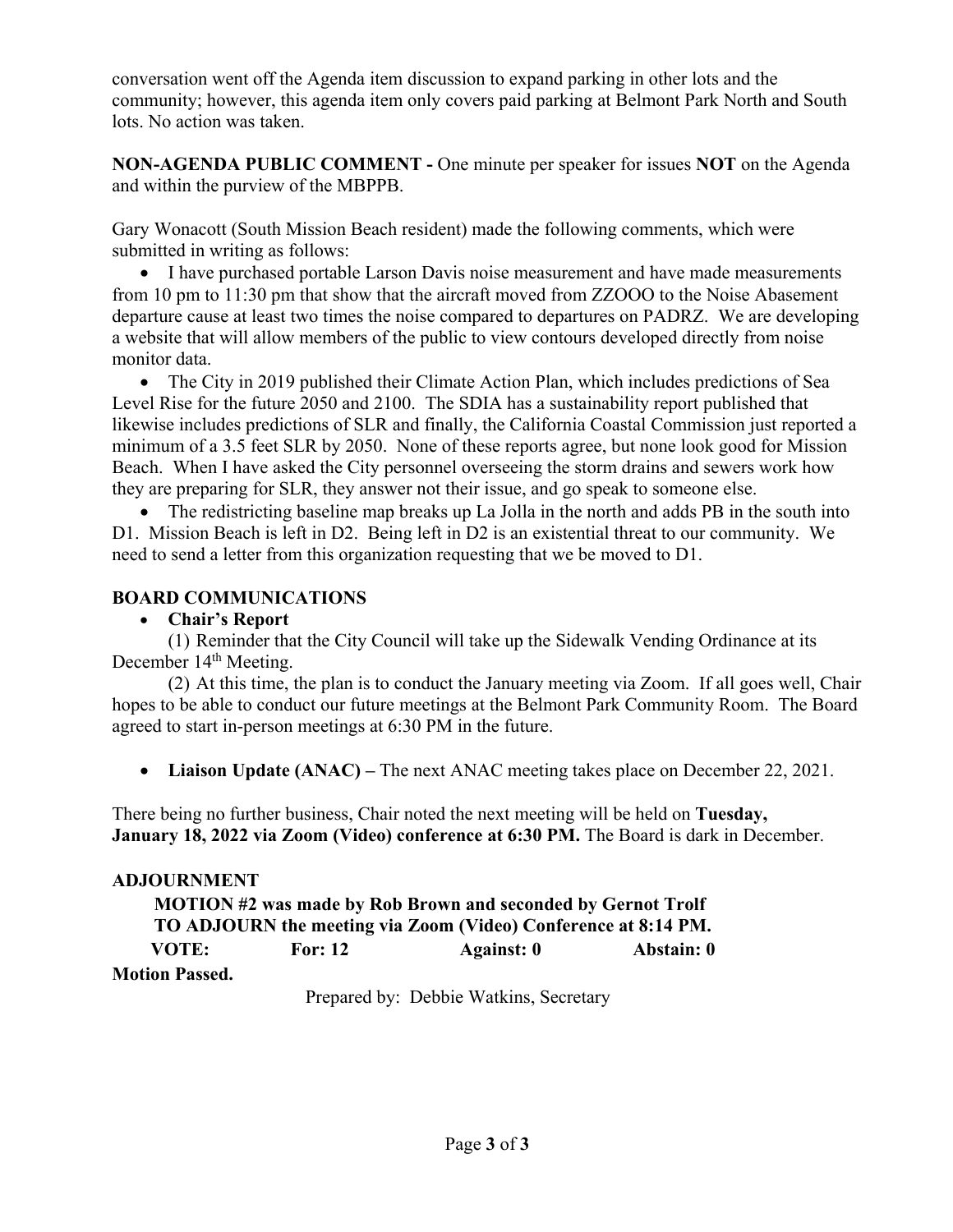conversation went off the Agenda item discussion to expand parking in other lots and the community; however, this agenda item only covers paid parking at Belmont Park North and South lots. No action was taken.

**NON-AGENDA PUBLIC COMMENT -** One minute per speaker for issues **NOT** on the Agenda and within the purview of the MBPPB.

Gary Wonacott (South Mission Beach resident) made the following comments, which were submitted in writing as follows:

- I have purchased portable Larson Davis noise measurement and have made measurements from 10 pm to 11:30 pm that show that the aircraft moved from ZZOOO to the Noise Abasement departure cause at least two times the noise compared to departures on PADRZ. We are developing a website that will allow members of the public to view contours developed directly from noise monitor data.
- The City in 2019 published their Climate Action Plan, which includes predictions of Sea Level Rise for the future 2050 and 2100. The SDIA has a sustainability report published that likewise includes predictions of SLR and finally, the California Coastal Commission just reported a minimum of a 3.5 feet SLR by 2050. None of these reports agree, but none look good for Mission Beach. When I have asked the City personnel overseeing the storm drains and sewers work how they are preparing for SLR, they answer not their issue, and go speak to someone else.
- The redistricting baseline map breaks up La Jolla in the north and adds PB in the south into D1. Mission Beach is left in D2. Being left in D2 is an existential threat to our community. We need to send a letter from this organization requesting that we be moved to D1.

**BOARD COMMUNICATIONS**

- **Chair's Report**

  (1) Reminder that the City Council will take up the Sidewalk Vending Ordinance at its December 14th Meeting.

  (2) At this time, the plan is to conduct the January meeting via Zoom. If all goes well, Chair hopes to be able to conduct our future meetings at the Belmont Park Community Room. The Board agreed to start in-person meetings at 6:30 PM in the future.

- **Liaison Update (ANAC) –** The next ANAC meeting takes place on December 22, 2021.

There being no further business, Chair noted the next meeting will be held on **Tuesday, January 18, 2022 via Zoom (Video) conference at 6:30 PM.** The Board is dark in December.

**ADJOURNMENT**

**MOTION #2 was made by Rob Brown and seconded by Gernot Trolf TO ADJOURN the meeting via Zoom (Video) Conference at 8:14 PM.**

**VOTE: For: 12 Against: 0 Abstain: 0**

**Motion Passed.**

Prepared by: Debbie Watkins, Secretary